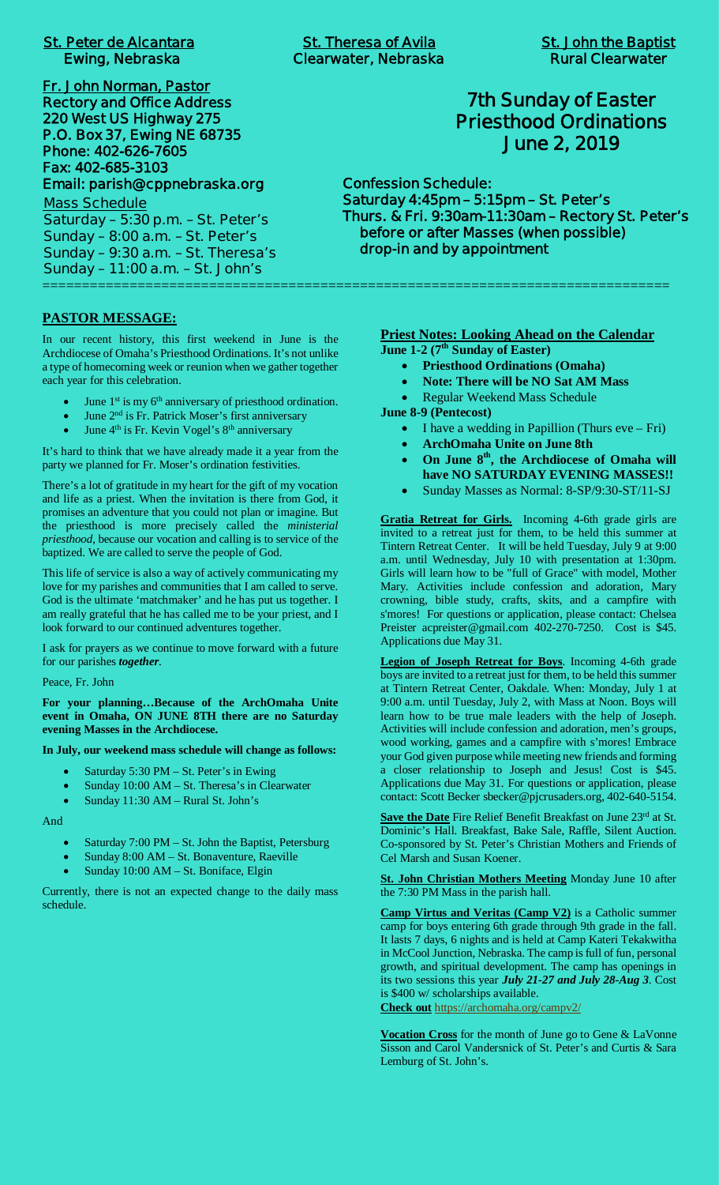**St. Peter de Alcantara**
**Ewing, Nebraska**

**St. Theresa of Avila**
**Clearwater, Nebraska**

**St. John the Baptist**
**Rural Clearwater**

**Fr. John Norman, Pastor**
**Rectory and Office Address**
**220 West US Highway 275**
**P.O. Box 37, Ewing NE 68735**
**Phone: 402-626-7605**
**Fax: 402-685-3103**
**Email: parish@cppnebraska.org**

Mass Schedule
Saturday – 5:30 p.m. – St. Peter's
Sunday – 8:00 a.m. – St. Peter's
Sunday – 9:30 a.m. – St. Theresa's
Sunday – 11:00 a.m. – St. John's

# 7th Sunday of Easter
# Priesthood Ordinations
# June 2, 2019

**Confession Schedule:**
**Saturday 4:45pm – 5:15pm – St. Peter's**
**Thurs. & Fri. 9:30am-11:30am – Rectory St. Peter's**
**before or after Masses (when possible)**
**drop-in and by appointment**

## PASTOR MESSAGE:

In our recent history, this first weekend in June is the Archdiocese of Omaha's Priesthood Ordinations. It's not unlike a type of homecoming week or reunion when we gather together each year for this celebration.

- June 1st is my 6th anniversary of priesthood ordination.
- June 2nd is Fr. Patrick Moser's first anniversary
- June 4th is Fr. Kevin Vogel's 8th anniversary

It's hard to think that we have already made it a year from the party we planned for Fr. Moser's ordination festivities.

There's a lot of gratitude in my heart for the gift of my vocation and life as a priest. When the invitation is there from God, it promises an adventure that you could not plan or imagine. But the priesthood is more precisely called the *ministerial priesthood*, because our vocation and calling is to service of the baptized. We are called to serve the people of God.

This life of service is also a way of actively communicating my love for my parishes and communities that I am called to serve. God is the ultimate 'matchmaker' and he has put us together. I am really grateful that he has called me to be your priest, and I look forward to our continued adventures together.

I ask for prayers as we continue to move forward with a future for our parishes ***together***.

Peace, Fr. John

**For your planning…Because of the ArchOmaha Unite event in Omaha, ON JUNE 8TH there are no Saturday evening Masses in the Archdiocese.**

**In July, our weekend mass schedule will change as follows:**

- Saturday 5:30 PM – St. Peter's in Ewing
- Sunday 10:00 AM – St. Theresa's in Clearwater
- Sunday 11:30 AM – Rural St. John's

And

- Saturday 7:00 PM – St. John the Baptist, Petersburg
- Sunday 8:00 AM – St. Bonaventure, Raeville
- Sunday 10:00 AM – St. Boniface, Elgin

Currently, there is not an expected change to the daily mass schedule.

## Priest Notes: Looking Ahead on the Calendar

**June 1-2 (7th Sunday of Easter)**

- **Priesthood Ordinations (Omaha)**
- **Note: There will be NO Sat AM Mass**
- Regular Weekend Mass Schedule

**June 8-9 (Pentecost)**

- I have a wedding in Papillion (Thurs eve – Fri)
- **ArchOmaha Unite on June 8th**
- **On June 8th, the Archdiocese of Omaha will have NO SATURDAY EVENING MASSES!!**
- Sunday Masses as Normal: 8-SP/9:30-ST/11-SJ

**Gratia Retreat for Girls.** Incoming 4-6th grade girls are invited to a retreat just for them, to be held this summer at Tintern Retreat Center. It will be held Tuesday, July 9 at 9:00 a.m. until Wednesday, July 10 with presentation at 1:30pm. Girls will learn how to be "full of Grace" with model, Mother Mary. Activities include confession and adoration, Mary crowning, bible study, crafts, skits, and a campfire with s'mores! For questions or application, please contact: Chelsea Preister acpreister@gmail.com 402-270-7250. Cost is $45. Applications due May 31.

**Legion of Joseph Retreat for Boys**. Incoming 4-6th grade boys are invited to a retreat just for them, to be held this summer at Tintern Retreat Center, Oakdale. When: Monday, July 1 at 9:00 a.m. until Tuesday, July 2, with Mass at Noon. Boys will learn how to be true male leaders with the help of Joseph. Activities will include confession and adoration, men's groups, wood working, games and a campfire with s'mores! Embrace your God given purpose while meeting new friends and forming a closer relationship to Joseph and Jesus! Cost is $45. Applications due May 31. For questions or application, please contact: Scott Becker sbecker@pjcrusaders.org, 402-640-5154.

**Save the Date** Fire Relief Benefit Breakfast on June 23rd at St. Dominic's Hall. Breakfast, Bake Sale, Raffle, Silent Auction. Co-sponsored by St. Peter's Christian Mothers and Friends of Cel Marsh and Susan Koener.

**St. John Christian Mothers Meeting** Monday June 10 after the 7:30 PM Mass in the parish hall.

**Camp Virtus and Veritas (Camp V2)** is a Catholic summer camp for boys entering 6th grade through 9th grade in the fall. It lasts 7 days, 6 nights and is held at Camp Kateri Tekakwitha in McCool Junction, Nebraska. The camp is full of fun, personal growth, and spiritual development. The camp has openings in its two sessions this year ***July 21-27 and July 28-Aug 3***. Cost is $400 w/ scholarships available.
**Check out** https://archomaha.org/campv2/

**Vocation Cross** for the month of June go to Gene & LaVonne Sisson and Carol Vandersnick of St. Peter's and Curtis & Sara Lemburg of St. John's.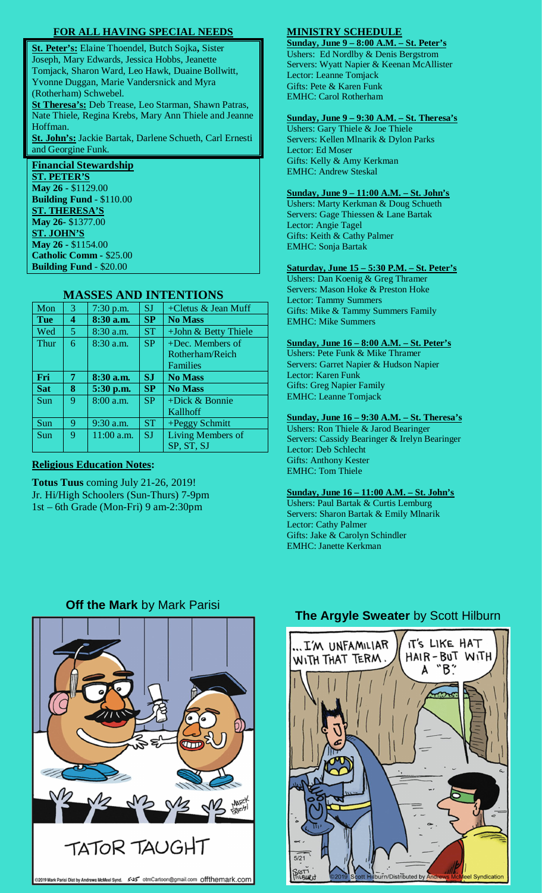## FOR ALL HAVING SPECIAL NEEDS

**St. Peter's:** Elaine Thoendel, Butch Sojka, Sister Joseph, Mary Edwards, Jessica Hobbs, Jeanette Tomjack, Sharon Ward, Leo Hawk, Duaine Bollwitt, Yvonne Duggan, Marie Vandersnick and Myra (Rotherham) Schwebel.

**St Theresa's:** Deb Trease, Leo Starman, Shawn Patras, Nate Thiele, Regina Krebs, Mary Ann Thiele and Jeanne Hoffman.

**St. John's:** Jackie Bartak, Darlene Schueth, Carl Ernesti and Georgine Funk.

**Financial Stewardship**

**ST. PETER'S**
**May 26 -** $1129.00
**Building Fund -** $110.00

**ST. THERESA'S**
**May 26-** $1377.00

**ST. JOHN'S**
**May 26 -** $1154.00
**Catholic Comm -** $25.00
**Building Fund -** $20.00

## MASSES AND INTENTIONS

| | | | | |
|---|---|---|---|---|
| Mon | 3 | 7:30 p.m. | SJ | +Cletus & Jean Muff |
| **Tue** | **4** | **8:30 a.m.** | **SP** | **No Mass** |
| Wed | 5 | 8:30 a.m. | ST | +John & Betty Thiele |
| Thur | 6 | 8:30 a.m. | SP | +Dec. Members of Rotherham/Reich Families |
| **Fri** | **7** | **8:30 a.m.** | **SJ** | **No Mass** |
| **Sat** | **8** | **5:30 p.m.** | **SP** | **No Mass** |
| Sun | 9 | 8:00 a.m. | SP | +Dick & Bonnie Kallhoff |
| Sun | 9 | 9:30 a.m. | ST | +Peggy Schmitt |
| Sun | 9 | 11:00 a.m. | SJ | Living Members of SP, ST, SJ |

**Religious Education Notes:**

**Totus Tuus** coming July 21-26, 2019!
Jr. Hi/High Schoolers (Sun-Thurs) 7-9pm
1st – 6th Grade (Mon-Fri) 9 am-2:30pm

## MINISTRY SCHEDULE

**Sunday, June 9 – 8:00 A.M. – St. Peter's**
Ushers: Ed Nordlby & Denis Bergstrom
Servers: Wyatt Napier & Keenan McAllister
Lector: Leanne Tomjack
Gifts: Pete & Karen Funk
EMHC: Carol Rotherham

**Sunday, June 9 – 9:30 A.M. – St. Theresa's**
Ushers: Gary Thiele & Joe Thiele
Servers: Kellen Mlnarik & Dylon Parks
Lector: Ed Moser
Gifts: Kelly & Amy Kerkman
EMHC: Andrew Steskal

**Sunday, June 9 – 11:00 A.M. – St. John's**
Ushers: Marty Kerkman & Doug Schueth
Servers: Gage Thiessen & Lane Bartak
Lector: Angie Tagel
Gifts: Keith & Cathy Palmer
EMHC: Sonja Bartak

**Saturday, June 15 – 5:30 P.M. – St. Peter's**
Ushers: Dan Koenig & Greg Thramer
Servers: Mason Hoke & Preston Hoke
Lector: Tammy Summers
Gifts: Mike & Tammy Summers Family
EMHC: Mike Summers

**Sunday, June 16 – 8:00 A.M. – St. Peter's**
Ushers: Pete Funk & Mike Thramer
Servers: Garret Napier & Hudson Napier
Lector: Karen Funk
Gifts: Greg Napier Family
EMHC: Leanne Tomjack

**Sunday, June 16 – 9:30 A.M. – St. Theresa's**
Ushers: Ron Thiele & Jarod Bearinger
Servers: Cassidy Bearinger & Irelyn Bearinger
Lector: Deb Schlecht
Gifts: Anthony Kester
EMHC: Tom Thiele

**Sunday, June 16 – 11:00 A.M. – St. John's**
Ushers: Paul Bartak & Curtis Lemburg
Servers: Sharon Bartak & Emily Mlnarik
Lector: Cathy Palmer
Gifts: Jake & Carolyn Schindler
EMHC: Janette Kerkman

**Off the Mark** by Mark Parisi

**The Argyle Sweater** by Scott Hilburn